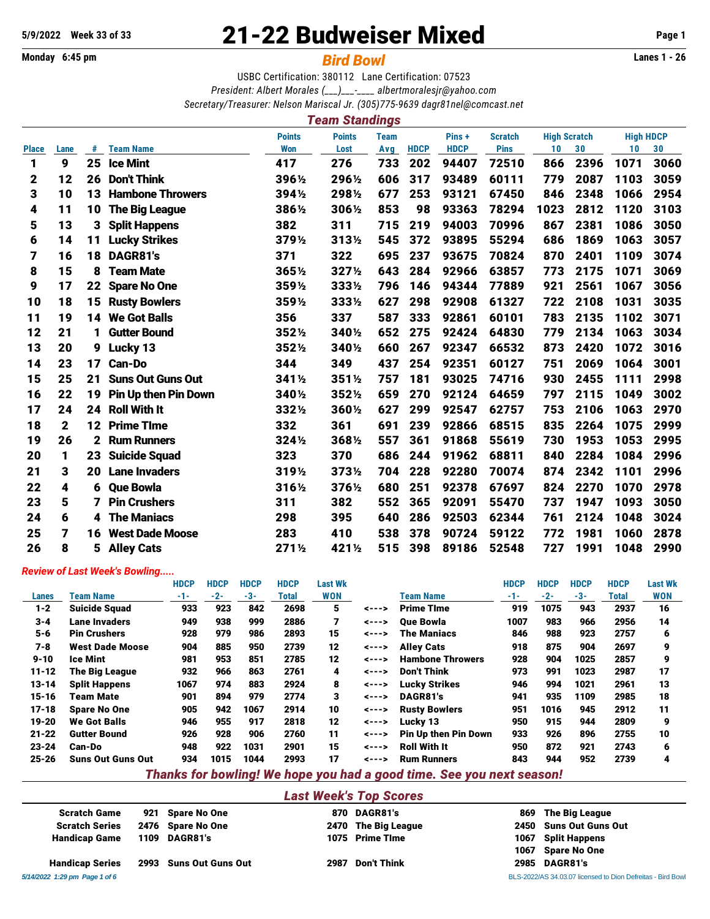5/9/2022 Week 33 of 33

# 21-22 Budweiser Mixed

Monday 6:45 pm

## *Bird Bowl*

Lanes 1 - 26

USBC Certification: 380112 Lane Certification: 07523

*President: Albert Morales (___)___-____ albertmoralesjr@yahoo.com*

*Secretary/Treasurer: Nelson Mariscal Jr. (305)775-9639 dagr81nel@comcast.net*

## *Team Standings*

| Place | Lane | # | Team Name | Points Won | Points Lost | Team Avg | HDCP | Pins + HDCP | Scratch Pins | High Scratch 10 | High Scratch 30 | High HDCP 10 | High HDCP 30 |
|---|---|---|---|---|---|---|---|---|---|---|---|---|---|
| 1 | 9 | 25 | Ice Mint | 417 | 276 | 733 | 202 | 94407 | 72510 | 866 | 2396 | 1071 | 3060 |
| 2 | 12 | 26 | Don't Think | 396½ | 296½ | 606 | 317 | 93489 | 60111 | 779 | 2087 | 1103 | 3059 |
| 3 | 10 | 13 | Hambone Throwers | 394½ | 298½ | 677 | 253 | 93121 | 67450 | 846 | 2348 | 1066 | 2954 |
| 4 | 11 | 10 | The Big League | 386½ | 306½ | 853 | 98 | 93363 | 78294 | 1023 | 2812 | 1120 | 3103 |
| 5 | 13 | 3 | Split Happens | 382 | 311 | 715 | 219 | 94003 | 70996 | 867 | 2381 | 1086 | 3050 |
| 6 | 14 | 11 | Lucky Strikes | 379½ | 313½ | 545 | 372 | 93895 | 55294 | 686 | 1869 | 1063 | 3057 |
| 7 | 16 | 18 | DAGR81's | 371 | 322 | 695 | 237 | 93675 | 70824 | 870 | 2401 | 1109 | 3074 |
| 8 | 15 | 8 | Team Mate | 365½ | 327½ | 643 | 284 | 92966 | 63857 | 773 | 2175 | 1071 | 3069 |
| 9 | 17 | 22 | Spare No One | 359½ | 333½ | 796 | 146 | 94344 | 77889 | 921 | 2561 | 1067 | 3056 |
| 10 | 18 | 15 | Rusty Bowlers | 359½ | 333½ | 627 | 298 | 92908 | 61327 | 722 | 2108 | 1031 | 3035 |
| 11 | 19 | 14 | We Got Balls | 356 | 337 | 587 | 333 | 92861 | 60101 | 783 | 2135 | 1102 | 3071 |
| 12 | 21 | 1 | Gutter Bound | 352½ | 340½ | 652 | 275 | 92424 | 64830 | 779 | 2134 | 1063 | 3034 |
| 13 | 20 | 9 | Lucky 13 | 352½ | 340½ | 660 | 267 | 92347 | 66532 | 873 | 2420 | 1072 | 3016 |
| 14 | 23 | 17 | Can-Do | 344 | 349 | 437 | 254 | 92351 | 60127 | 751 | 2069 | 1064 | 3001 |
| 15 | 25 | 21 | Suns Out Guns Out | 341½ | 351½ | 757 | 181 | 93025 | 74716 | 930 | 2455 | 1111 | 2998 |
| 16 | 22 | 19 | Pin Up then Pin Down | 340½ | 352½ | 659 | 270 | 92124 | 64659 | 797 | 2115 | 1049 | 3002 |
| 17 | 24 | 24 | Roll With It | 332½ | 360½ | 627 | 299 | 92547 | 62757 | 753 | 2106 | 1063 | 2970 |
| 18 | 2 | 12 | Prime TIme | 332 | 361 | 691 | 239 | 92866 | 68515 | 835 | 2264 | 1075 | 2999 |
| 19 | 26 | 2 | Rum Runners | 324½ | 368½ | 557 | 361 | 91868 | 55619 | 730 | 1953 | 1053 | 2995 |
| 20 | 1 | 23 | Suicide Squad | 323 | 370 | 686 | 244 | 91962 | 68811 | 840 | 2284 | 1084 | 2996 |
| 21 | 3 | 20 | Lane Invaders | 319½ | 373½ | 704 | 228 | 92280 | 70074 | 874 | 2342 | 1101 | 2996 |
| 22 | 4 | 6 | Que Bowla | 316½ | 376½ | 680 | 251 | 92378 | 67697 | 824 | 2270 | 1070 | 2978 |
| 23 | 5 | 7 | Pin Crushers | 311 | 382 | 552 | 365 | 92091 | 55470 | 737 | 1947 | 1093 | 3050 |
| 24 | 6 | 4 | The Maniacs | 298 | 395 | 640 | 286 | 92503 | 62344 | 761 | 2124 | 1048 | 3024 |
| 25 | 7 | 16 | West Dade Moose | 283 | 410 | 538 | 378 | 90724 | 59122 | 772 | 1981 | 1060 | 2878 |
| 26 | 8 | 5 | Alley Cats | 271½ | 421½ | 515 | 398 | 89186 | 52548 | 727 | 1991 | 1048 | 2990 |

### *Review of Last Week's Bowling.....*

| Lanes | Team Name | HDCP -1- | HDCP -2- | HDCP -3- | HDCP Total | Last Wk WON | | Team Name | HDCP -1- | HDCP -2- | HDCP -3- | HDCP Total | Last Wk WON |
|---|---|---|---|---|---|---|---|---|---|---|---|---|---|
| 1-2 | Suicide Squad | 933 | 923 | 842 | 2698 | 5 | <---> | Prime TIme | 919 | 1075 | 943 | 2937 | 16 |
| 3-4 | Lane Invaders | 949 | 938 | 999 | 2886 | 7 | <---> | Que Bowla | 1007 | 983 | 966 | 2956 | 14 |
| 5-6 | Pin Crushers | 928 | 979 | 986 | 2893 | 15 | <---> | The Maniacs | 846 | 988 | 923 | 2757 | 6 |
| 7-8 | West Dade Moose | 904 | 885 | 950 | 2739 | 12 | <---> | Alley Cats | 918 | 875 | 904 | 2697 | 9 |
| 9-10 | Ice Mint | 981 | 953 | 851 | 2785 | 12 | <---> | Hambone Throwers | 928 | 904 | 1025 | 2857 | 9 |
| 11-12 | The Big League | 932 | 966 | 863 | 2761 | 4 | <---> | Don't Think | 973 | 991 | 1023 | 2987 | 17 |
| 13-14 | Split Happens | 1067 | 974 | 883 | 2924 | 8 | <---> | Lucky Strikes | 946 | 994 | 1021 | 2961 | 13 |
| 15-16 | Team Mate | 901 | 894 | 979 | 2774 | 3 | <---> | DAGR81's | 941 | 935 | 1109 | 2985 | 18 |
| 17-18 | Spare No One | 905 | 942 | 1067 | 2914 | 10 | <---> | Rusty Bowlers | 951 | 1016 | 945 | 2912 | 11 |
| 19-20 | We Got Balls | 946 | 955 | 917 | 2818 | 12 | <---> | Lucky 13 | 950 | 915 | 944 | 2809 | 9 |
| 21-22 | Gutter Bound | 926 | 928 | 906 | 2760 | 11 | <---> | Pin Up then Pin Down | 933 | 926 | 896 | 2755 | 10 |
| 23-24 | Can-Do | 948 | 922 | 1031 | 2901 | 15 | <---> | Roll With It | 950 | 872 | 921 | 2743 | 6 |
| 25-26 | Suns Out Guns Out | 934 | 1015 | 1044 | 2993 | 17 | <---> | Rum Runners | 843 | 944 | 952 | 2739 | 4 |

***Thanks for bowling! We hope you had a good time. See you next season!***

### *Last Week's Top Scores*

| | | | | | | |
|---|---|---|---|---|---|---|
| Scratch Game | 921 | Spare No One | 870 | DAGR81's | 869 | The Big League |
| Scratch Series | 2476 | Spare No One | 2470 | The Big League | 2450 | Suns Out Guns Out |
| Handicap Game | 1109 | DAGR81's | 1075 | Prime TIme | 1067 | Split Happens |
| | | | | | 1067 | Spare No One |
| Handicap Series | 2993 | Suns Out Guns Out | 2987 | Don't Think | 2985 | DAGR81's |

*5/14/2022 1:29 pm*

BLS-2022/AS 34.03.07 licensed to Dion Defreitas - Bird Bowl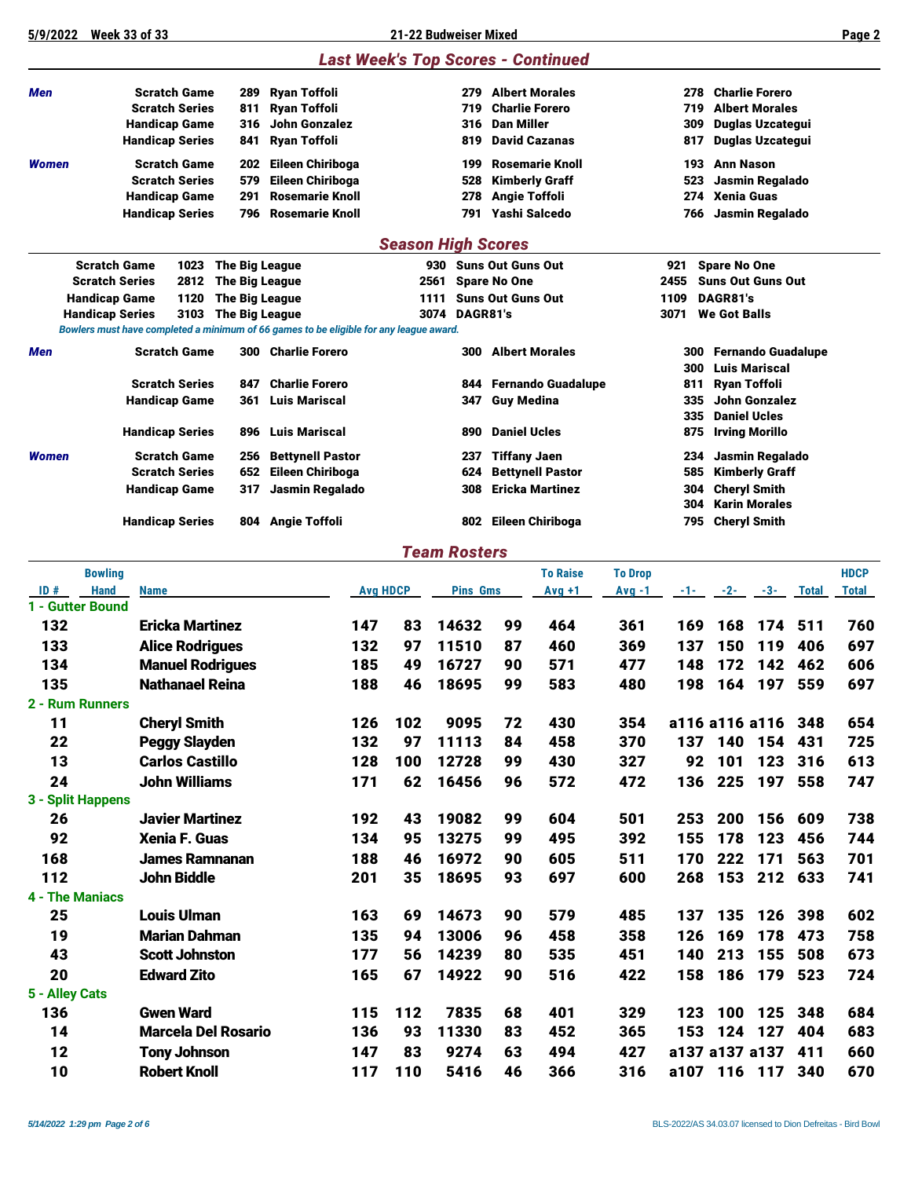## Last Week's Top Scores - Continued

| | | | | | | | |
|---|---|---|---|---|---|---|---|
| **Men** | Scratch Game | 289 | Ryan Toffoli | 279 | Albert Morales | 278 | Charlie Forero |
| | Scratch Series | 811 | Ryan Toffoli | 719 | Charlie Forero | 719 | Albert Morales |
| | Handicap Game | 316 | John Gonzalez | 316 | Dan Miller | 309 | Duglas Uzcategui |
| | Handicap Series | 841 | Ryan Toffoli | 819 | David Cazanas | 817 | Duglas Uzcategui |
| **Women** | Scratch Game | 202 | Eileen Chiriboga | 199 | Rosemarie Knoll | 193 | Ann Nason |
| | Scratch Series | 579 | Eileen Chiriboga | 528 | Kimberly Graff | 523 | Jasmin Regalado |
| | Handicap Game | 291 | Rosemarie Knoll | 278 | Angie Toffoli | 274 | Xenia Guas |
| | Handicap Series | 796 | Rosemarie Knoll | 791 | Yashi Salcedo | 766 | Jasmin Regalado |

## Season High Scores

| | | | | | | |
|---|---|---|---|---|---|---|
| Scratch Game | 1023 | The Big League | 930 | Suns Out Guns Out | 921 | Spare No One |
| Scratch Series | 2812 | The Big League | 2561 | Spare No One | 2455 | Suns Out Guns Out |
| Handicap Game | 1120 | The Big League | 1111 | Suns Out Guns Out | 1109 | DAGR81's |
| Handicap Series | 3103 | The Big League | 3074 | DAGR81's | 3071 | We Got Balls |

*Bowlers must have completed a minimum of 66 games to be eligible for any league award.*

| | | | | | | | |
|---|---|---|---|---|---|---|---|
| **Men** | Scratch Game | 300 | Charlie Forero | 300 | Albert Morales | 300 | Fernando Guadalupe |
| | | | | | | 300 | Luis Mariscal |
| | Scratch Series | 847 | Charlie Forero | 844 | Fernando Guadalupe | 811 | Ryan Toffoli |
| | Handicap Game | 361 | Luis Mariscal | 347 | Guy Medina | 335 | John Gonzalez |
| | | | | | | 335 | Daniel Ucles |
| | Handicap Series | 896 | Luis Mariscal | 890 | Daniel Ucles | 875 | Irving Morillo |
| **Women** | Scratch Game | 256 | Bettynell Pastor | 237 | Tiffany Jaen | 234 | Jasmin Regalado |
| | Scratch Series | 652 | Eileen Chiriboga | 624 | Bettynell Pastor | 585 | Kimberly Graff |
| | Handicap Game | 317 | Jasmin Regalado | 308 | Ericka Martinez | 304 | Cheryl Smith |
| | | | | | | 304 | Karin Morales |
| | Handicap Series | 804 | Angie Toffoli | 802 | Eileen Chiriboga | 795 | Cheryl Smith |

## Team Rosters

| ID # | Bowling Hand | Name | Avg | HDCP | Pins | Gms | To Raise Avg +1 | To Drop Avg -1 | -1- | -2- | -3- | Total | HDCP Total |
|---|---|---|---|---|---|---|---|---|---|---|---|---|---|
| **1 - Gutter Bound** | | | | | | | | | | | | | |
| 132 | | Ericka Martinez | 147 | 83 | 14632 | 99 | 464 | 361 | 169 | 168 | 174 | 511 | 760 |
| 133 | | Alice Rodrigues | 132 | 97 | 11510 | 87 | 460 | 369 | 137 | 150 | 119 | 406 | 697 |
| 134 | | Manuel Rodrigues | 185 | 49 | 16727 | 90 | 571 | 477 | 148 | 172 | 142 | 462 | 606 |
| 135 | | Nathanael Reina | 188 | 46 | 18695 | 99 | 583 | 480 | 198 | 164 | 197 | 559 | 697 |
| **2 - Rum Runners** | | | | | | | | | | | | | |
| 11 | | Cheryl Smith | 126 | 102 | 9095 | 72 | 430 | 354 | a116 | a116 | a116 | 348 | 654 |
| 22 | | Peggy Slayden | 132 | 97 | 11113 | 84 | 458 | 370 | 137 | 140 | 154 | 431 | 725 |
| 13 | | Carlos Castillo | 128 | 100 | 12728 | 99 | 430 | 327 | 92 | 101 | 123 | 316 | 613 |
| 24 | | John Williams | 171 | 62 | 16456 | 96 | 572 | 472 | 136 | 225 | 197 | 558 | 747 |
| **3 - Split Happens** | | | | | | | | | | | | | |
| 26 | | Javier Martinez | 192 | 43 | 19082 | 99 | 604 | 501 | 253 | 200 | 156 | 609 | 738 |
| 92 | | Xenia F. Guas | 134 | 95 | 13275 | 99 | 495 | 392 | 155 | 178 | 123 | 456 | 744 |
| 168 | | James Ramnanan | 188 | 46 | 16972 | 90 | 605 | 511 | 170 | 222 | 171 | 563 | 701 |
| 112 | | John Biddle | 201 | 35 | 18695 | 93 | 697 | 600 | 268 | 153 | 212 | 633 | 741 |
| **4 - The Maniacs** | | | | | | | | | | | | | |
| 25 | | Louis Ulman | 163 | 69 | 14673 | 90 | 579 | 485 | 137 | 135 | 126 | 398 | 602 |
| 19 | | Marian Dahman | 135 | 94 | 13006 | 96 | 458 | 358 | 126 | 169 | 178 | 473 | 758 |
| 43 | | Scott Johnston | 177 | 56 | 14239 | 80 | 535 | 451 | 140 | 213 | 155 | 508 | 673 |
| 20 | | Edward Zito | 165 | 67 | 14922 | 90 | 516 | 422 | 158 | 186 | 179 | 523 | 724 |
| **5 - Alley Cats** | | | | | | | | | | | | | |
| 136 | | Gwen Ward | 115 | 112 | 7835 | 68 | 401 | 329 | 123 | 100 | 125 | 348 | 684 |
| 14 | | Marcela Del Rosario | 136 | 93 | 11330 | 83 | 452 | 365 | 153 | 124 | 127 | 404 | 683 |
| 12 | | Tony Johnson | 147 | 83 | 9274 | 63 | 494 | 427 | a137 | a137 | a137 | 411 | 660 |
| 10 | | Robert Knoll | 117 | 110 | 5416 | 46 | 366 | 316 | a107 | 116 | 117 | 340 | 670 |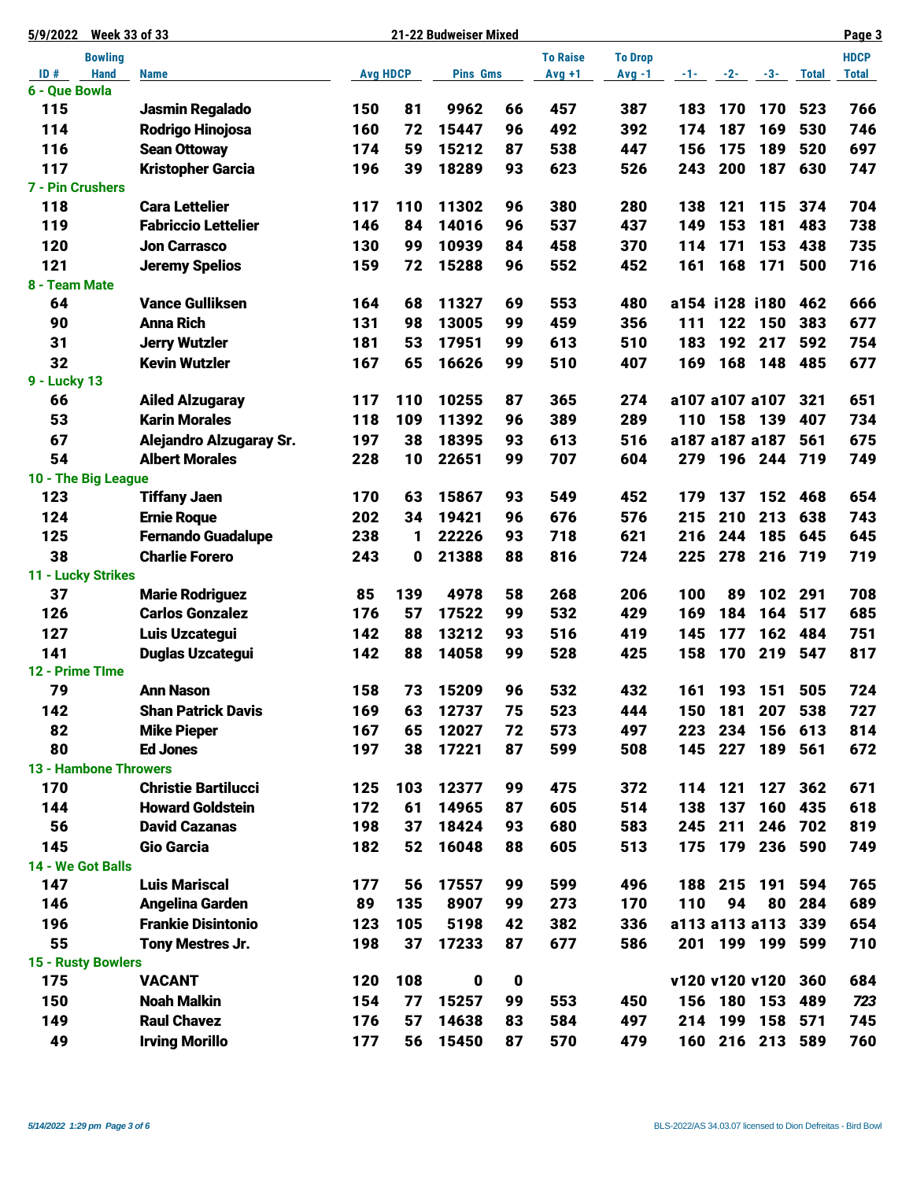5/9/2022 Week 33 of 33 — 21-22 Budweiser Mixed

| ID # | Bowling Hand | Name | Avg | HDCP | Pins | Gms | To Raise Avg +1 | To Drop Avg -1 | -1- | -2- | -3- | Total | HDCP Total |
|---|---|---|---|---|---|---|---|---|---|---|---|---|---|
| **6 - Que Bowla** | | | | | | | | | | | | | |
| 115 | | Jasmin Regalado | 150 | 81 | 9962 | 66 | 457 | 387 | 183 | 170 | 170 | 523 | 766 |
| 114 | | Rodrigo Hinojosa | 160 | 72 | 15447 | 96 | 492 | 392 | 174 | 187 | 169 | 530 | 746 |
| 116 | | Sean Ottoway | 174 | 59 | 15212 | 87 | 538 | 447 | 156 | 175 | 189 | 520 | 697 |
| 117 | | Kristopher Garcia | 196 | 39 | 18289 | 93 | 623 | 526 | 243 | 200 | 187 | 630 | 747 |
| **7 - Pin Crushers** | | | | | | | | | | | | | |
| 118 | | Cara Lettelier | 117 | 110 | 11302 | 96 | 380 | 280 | 138 | 121 | 115 | 374 | 704 |
| 119 | | Fabriccio Lettelier | 146 | 84 | 14016 | 96 | 537 | 437 | 149 | 153 | 181 | 483 | 738 |
| 120 | | Jon Carrasco | 130 | 99 | 10939 | 84 | 458 | 370 | 114 | 171 | 153 | 438 | 735 |
| 121 | | Jeremy Spelios | 159 | 72 | 15288 | 96 | 552 | 452 | 161 | 168 | 171 | 500 | 716 |
| **8 - Team Mate** | | | | | | | | | | | | | |
| 64 | | Vance Gulliksen | 164 | 68 | 11327 | 69 | 553 | 480 | a154 | i128 | i180 | 462 | 666 |
| 90 | | Anna Rich | 131 | 98 | 13005 | 99 | 459 | 356 | 111 | 122 | 150 | 383 | 677 |
| 31 | | Jerry Wutzler | 181 | 53 | 17951 | 99 | 613 | 510 | 183 | 192 | 217 | 592 | 754 |
| 32 | | Kevin Wutzler | 167 | 65 | 16626 | 99 | 510 | 407 | 169 | 168 | 148 | 485 | 677 |
| **9 - Lucky 13** | | | | | | | | | | | | | |
| 66 | | Ailed Alzugaray | 117 | 110 | 10255 | 87 | 365 | 274 | a107 | a107 | a107 | 321 | 651 |
| 53 | | Karin Morales | 118 | 109 | 11392 | 96 | 389 | 289 | 110 | 158 | 139 | 407 | 734 |
| 67 | | Alejandro Alzugaray Sr. | 197 | 38 | 18395 | 93 | 613 | 516 | a187 | a187 | a187 | 561 | 675 |
| 54 | | Albert Morales | 228 | 10 | 22651 | 99 | 707 | 604 | 279 | 196 | 244 | 719 | 749 |
| **10 - The Big League** | | | | | | | | | | | | | |
| 123 | | Tiffany Jaen | 170 | 63 | 15867 | 93 | 549 | 452 | 179 | 137 | 152 | 468 | 654 |
| 124 | | Ernie Roque | 202 | 34 | 19421 | 96 | 676 | 576 | 215 | 210 | 213 | 638 | 743 |
| 125 | | Fernando Guadalupe | 238 | 1 | 22226 | 93 | 718 | 621 | 216 | 244 | 185 | 645 | 645 |
| 38 | | Charlie Forero | 243 | 0 | 21388 | 88 | 816 | 724 | 225 | 278 | 216 | 719 | 719 |
| **11 - Lucky Strikes** | | | | | | | | | | | | | |
| 37 | | Marie Rodriguez | 85 | 139 | 4978 | 58 | 268 | 206 | 100 | 89 | 102 | 291 | 708 |
| 126 | | Carlos Gonzalez | 176 | 57 | 17522 | 99 | 532 | 429 | 169 | 184 | 164 | 517 | 685 |
| 127 | | Luis Uzcategui | 142 | 88 | 13212 | 93 | 516 | 419 | 145 | 177 | 162 | 484 | 751 |
| 141 | | Duglas Uzcategui | 142 | 88 | 14058 | 99 | 528 | 425 | 158 | 170 | 219 | 547 | 817 |
| **12 - Prime TIme** | | | | | | | | | | | | | |
| 79 | | Ann Nason | 158 | 73 | 15209 | 96 | 532 | 432 | 161 | 193 | 151 | 505 | 724 |
| 142 | | Shan Patrick Davis | 169 | 63 | 12737 | 75 | 523 | 444 | 150 | 181 | 207 | 538 | 727 |
| 82 | | Mike Pieper | 167 | 65 | 12027 | 72 | 573 | 497 | 223 | 234 | 156 | 613 | 814 |
| 80 | | Ed Jones | 197 | 38 | 17221 | 87 | 599 | 508 | 145 | 227 | 189 | 561 | 672 |
| **13 - Hambone Throwers** | | | | | | | | | | | | | |
| 170 | | Christie Bartilucci | 125 | 103 | 12377 | 99 | 475 | 372 | 114 | 121 | 127 | 362 | 671 |
| 144 | | Howard Goldstein | 172 | 61 | 14965 | 87 | 605 | 514 | 138 | 137 | 160 | 435 | 618 |
| 56 | | David Cazanas | 198 | 37 | 18424 | 93 | 680 | 583 | 245 | 211 | 246 | 702 | 819 |
| 145 | | Gio Garcia | 182 | 52 | 16048 | 88 | 605 | 513 | 175 | 179 | 236 | 590 | 749 |
| **14 - We Got Balls** | | | | | | | | | | | | | |
| 147 | | Luis Mariscal | 177 | 56 | 17557 | 99 | 599 | 496 | 188 | 215 | 191 | 594 | 765 |
| 146 | | Angelina Garden | 89 | 135 | 8907 | 99 | 273 | 170 | 110 | 94 | 80 | 284 | 689 |
| 196 | | Frankie Disintonio | 123 | 105 | 5198 | 42 | 382 | 336 | a113 | a113 | a113 | 339 | 654 |
| 55 | | Tony Mestres Jr. | 198 | 37 | 17233 | 87 | 677 | 586 | 201 | 199 | 199 | 599 | 710 |
| **15 - Rusty Bowlers** | | | | | | | | | | | | | |
| 175 | | VACANT | 120 | 108 | 0 | 0 | | | v120 | v120 | v120 | 360 | 684 |
| 150 | | Noah Malkin | 154 | 77 | 15257 | 99 | 553 | 450 | 156 | 180 | 153 | 489 | 723 |
| 149 | | Raul Chavez | 176 | 57 | 14638 | 83 | 584 | 497 | 214 | 199 | 158 | 571 | 745 |
| 49 | | Irving Morillo | 177 | 56 | 15450 | 87 | 570 | 479 | 160 | 216 | 213 | 589 | 760 |

*5/14/2022 1:29 pm* — BLS-2022/AS 34.03.07 licensed to Dion Defreitas - Bird Bowl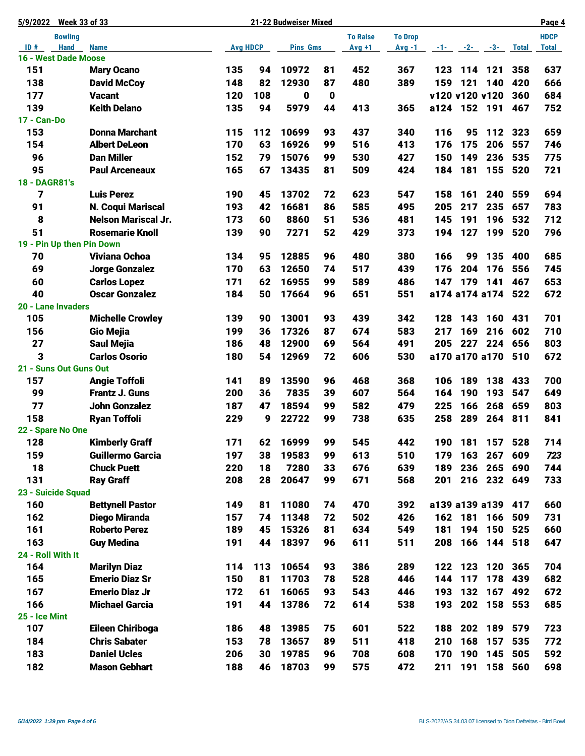**5/9/2022 Week 33 of 33 — 21-22 Budweiser Mixed**

| ID # | Bowling Hand | Name | Avg | HDCP | Pins | Gms | To Raise Avg +1 | To Drop Avg -1 | -1- | -2- | -3- | Total | HDCP Total |
|---|---|---|---|---|---|---|---|---|---|---|---|---|---|
| **16 - West Dade Moose** | | | | | | | | | | | | | |
| 151 | | **Mary Ocano** | 135 | 94 | 10972 | 81 | 452 | 367 | 123 | 114 | 121 | 358 | 637 |
| 138 | | **David McCoy** | 148 | 82 | 12930 | 87 | 480 | 389 | 159 | 121 | 140 | 420 | 666 |
| 177 | | **Vacant** | 120 | 108 | 0 | 0 | | | v120 | v120 | v120 | 360 | 684 |
| 139 | | **Keith Delano** | 135 | 94 | 5979 | 44 | 413 | 365 | a124 | 152 | 191 | 467 | 752 |
| **17 - Can-Do** | | | | | | | | | | | | | |
| 153 | | **Donna Marchant** | 115 | 112 | 10699 | 93 | 437 | 340 | 116 | 95 | 112 | 323 | 659 |
| 154 | | **Albert DeLeon** | 170 | 63 | 16926 | 99 | 516 | 413 | 176 | 175 | 206 | 557 | 746 |
| 96 | | **Dan Miller** | 152 | 79 | 15076 | 99 | 530 | 427 | 150 | 149 | 236 | 535 | 775 |
| 95 | | **Paul Arceneaux** | 165 | 67 | 13435 | 81 | 509 | 424 | 184 | 181 | 155 | 520 | 721 |
| **18 - DAGR81's** | | | | | | | | | | | | | |
| 7 | | **Luis Perez** | 190 | 45 | 13702 | 72 | 623 | 547 | 158 | 161 | 240 | 559 | 694 |
| 91 | | **N. Coqui Mariscal** | 193 | 42 | 16681 | 86 | 585 | 495 | 205 | 217 | 235 | 657 | 783 |
| 8 | | **Nelson Mariscal Jr.** | 173 | 60 | 8860 | 51 | 536 | 481 | 145 | 191 | 196 | 532 | 712 |
| 51 | | **Rosemarie Knoll** | 139 | 90 | 7271 | 52 | 429 | 373 | 194 | 127 | 199 | 520 | 796 |
| **19 - Pin Up then Pin Down** | | | | | | | | | | | | | |
| 70 | | **Viviana Ochoa** | 134 | 95 | 12885 | 96 | 480 | 380 | 166 | 99 | 135 | 400 | 685 |
| 69 | | **Jorge Gonzalez** | 170 | 63 | 12650 | 74 | 517 | 439 | 176 | 204 | 176 | 556 | 745 |
| 60 | | **Carlos Lopez** | 171 | 62 | 16955 | 99 | 589 | 486 | 147 | 179 | 141 | 467 | 653 |
| 40 | | **Oscar Gonzalez** | 184 | 50 | 17664 | 96 | 651 | 551 | a174 | a174 | a174 | 522 | 672 |
| **20 - Lane Invaders** | | | | | | | | | | | | | |
| 105 | | **Michelle Crowley** | 139 | 90 | 13001 | 93 | 439 | 342 | 128 | 143 | 160 | 431 | 701 |
| 156 | | **Gio Mejia** | 199 | 36 | 17326 | 87 | 674 | 583 | 217 | 169 | 216 | 602 | 710 |
| 27 | | **Saul Mejia** | 186 | 48 | 12900 | 69 | 564 | 491 | 205 | 227 | 224 | 656 | 803 |
| 3 | | **Carlos Osorio** | 180 | 54 | 12969 | 72 | 606 | 530 | a170 | a170 | a170 | 510 | 672 |
| **21 - Suns Out Guns Out** | | | | | | | | | | | | | |
| 157 | | **Angie Toffoli** | 141 | 89 | 13590 | 96 | 468 | 368 | 106 | 189 | 138 | 433 | 700 |
| 99 | | **Frantz J. Guns** | 200 | 36 | 7835 | 39 | 607 | 564 | 164 | 190 | 193 | 547 | 649 |
| 77 | | **John Gonzalez** | 187 | 47 | 18594 | 99 | 582 | 479 | 225 | 166 | 268 | 659 | 803 |
| 158 | | **Ryan Toffoli** | 229 | 9 | 22722 | 99 | 738 | 635 | 258 | 289 | 264 | 811 | 841 |
| **22 - Spare No One** | | | | | | | | | | | | | |
| 128 | | **Kimberly Graff** | 171 | 62 | 16999 | 99 | 545 | 442 | 190 | 181 | 157 | 528 | 714 |
| 159 | | **Guillermo Garcia** | 197 | 38 | 19583 | 99 | 613 | 510 | 179 | 163 | 267 | 609 | *723* |
| 18 | | **Chuck Puett** | 220 | 18 | 7280 | 33 | 676 | 639 | 189 | 236 | 265 | 690 | 744 |
| 131 | | **Ray Graff** | 208 | 28 | 20647 | 99 | 671 | 568 | 201 | 216 | 232 | 649 | 733 |
| **23 - Suicide Squad** | | | | | | | | | | | | | |
| 160 | | **Bettynell Pastor** | 149 | 81 | 11080 | 74 | 470 | 392 | a139 | a139 | a139 | 417 | 660 |
| 162 | | **Diego Miranda** | 157 | 74 | 11348 | 72 | 502 | 426 | 162 | 181 | 166 | 509 | 731 |
| 161 | | **Roberto Perez** | 189 | 45 | 15326 | 81 | 634 | 549 | 181 | 194 | 150 | 525 | 660 |
| 163 | | **Guy Medina** | 191 | 44 | 18397 | 96 | 611 | 511 | 208 | 166 | 144 | 518 | 647 |
| **24 - Roll With It** | | | | | | | | | | | | | |
| 164 | | **Marilyn Diaz** | 114 | 113 | 10654 | 93 | 386 | 289 | 122 | 123 | 120 | 365 | 704 |
| 165 | | **Emerio Diaz Sr** | 150 | 81 | 11703 | 78 | 528 | 446 | 144 | 117 | 178 | 439 | 682 |
| 167 | | **Emerio Diaz Jr** | 172 | 61 | 16065 | 93 | 543 | 446 | 193 | 132 | 167 | 492 | 672 |
| 166 | | **Michael Garcia** | 191 | 44 | 13786 | 72 | 614 | 538 | 193 | 202 | 158 | 553 | 685 |
| **25 - Ice Mint** | | | | | | | | | | | | | |
| 107 | | **Eileen Chiriboga** | 186 | 48 | 13985 | 75 | 601 | 522 | 188 | 202 | 189 | 579 | 723 |
| 184 | | **Chris Sabater** | 153 | 78 | 13657 | 89 | 511 | 418 | 210 | 168 | 157 | 535 | 772 |
| 183 | | **Daniel Ucles** | 206 | 30 | 19785 | 96 | 708 | 608 | 170 | 190 | 145 | 505 | 592 |
| 182 | | **Mason Gebhart** | 188 | 46 | 18703 | 99 | 575 | 472 | 211 | 191 | 158 | 560 | 698 |

*5/14/2022 1:29 pm*

BLS-2022/AS 34.03.07 licensed to Dion Defreitas - Bird Bowl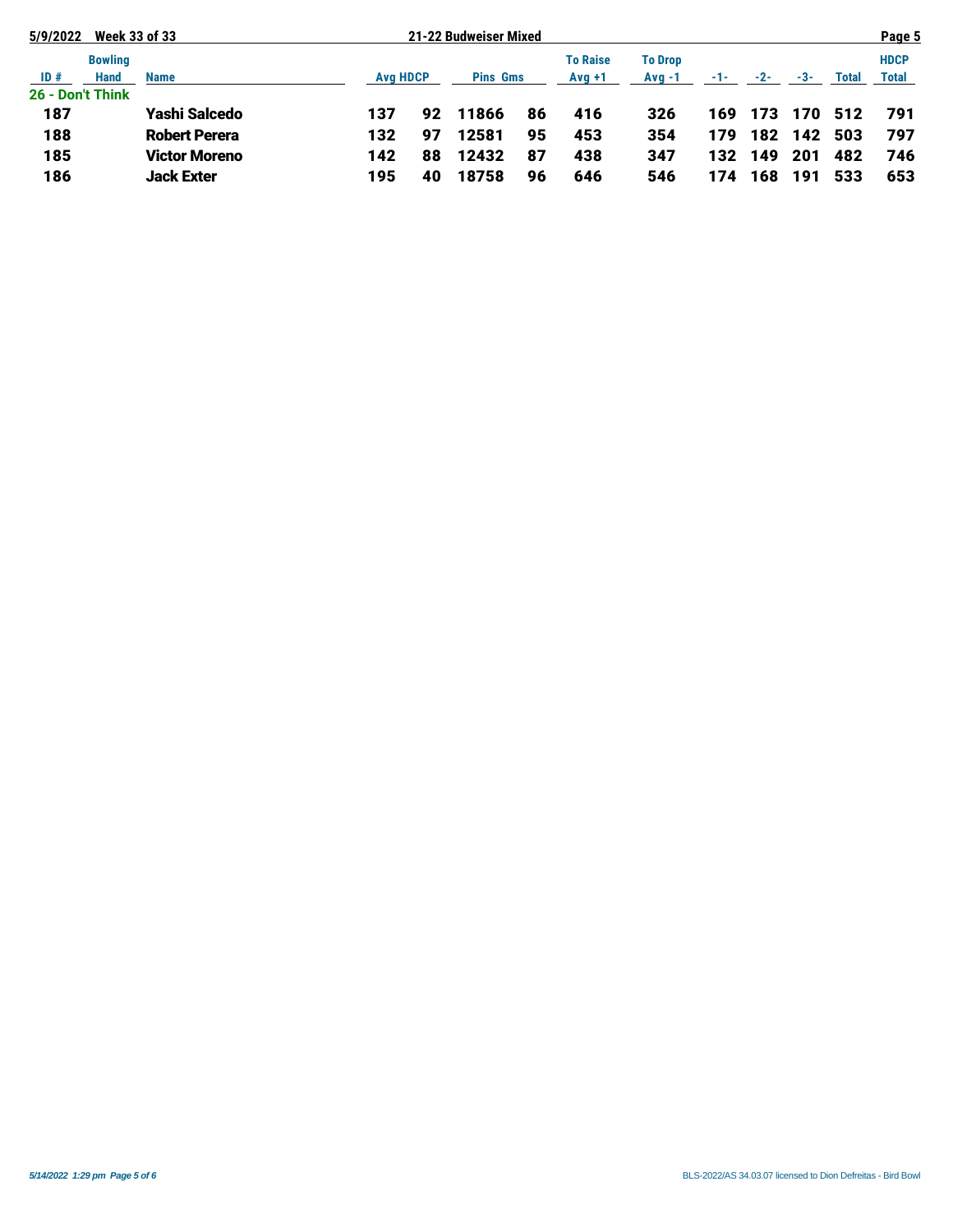| ID # | Bowling Hand | Name | Avg | HDCP | Pins | Gms | To Raise Avg +1 | To Drop Avg -1 | -1- | -2- | -3- | Total | HDCP Total |
|---|---|---|---|---|---|---|---|---|---|---|---|---|---|
| **26 - Don't Think** | | | | | | | | | | | | | |
| 187 | | Yashi Salcedo | 137 | 92 | 11866 | 86 | 416 | 326 | 169 | 173 | 170 | 512 | 791 |
| 188 | | Robert Perera | 132 | 97 | 12581 | 95 | 453 | 354 | 179 | 182 | 142 | 503 | 797 |
| 185 | | Victor Moreno | 142 | 88 | 12432 | 87 | 438 | 347 | 132 | 149 | 201 | 482 | 746 |
| 186 | | Jack Exter | 195 | 40 | 18758 | 96 | 646 | 546 | 174 | 168 | 191 | 533 | 653 |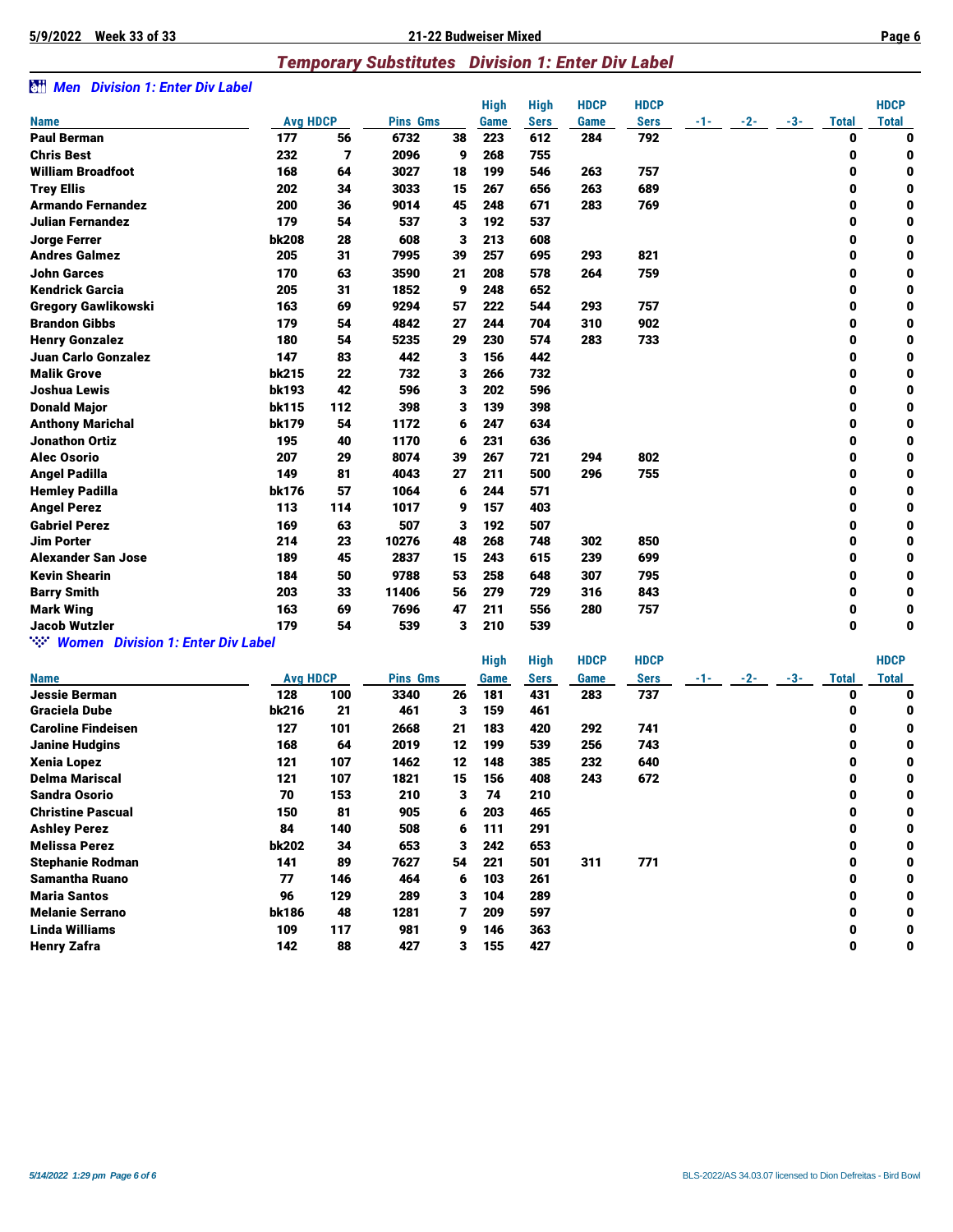## *Temporary Substitutes Division 1: Enter Div Label*

### *Men Division 1: Enter Div Label*

| Name | Avg | HDCP | Pins | Gms | High Game | High Sers | HDCP Game | HDCP Sers | -1- | -2- | -3- | Total | HDCP Total |
|---|---|---|---|---|---|---|---|---|---|---|---|---|---|
| Paul Berman | 177 | 56 | 6732 | 38 | 223 | 612 | 284 | 792 | | | | 0 | 0 |
| Chris Best | 232 | 7 | 2096 | 9 | 268 | 755 | | | | | | 0 | 0 |
| William Broadfoot | 168 | 64 | 3027 | 18 | 199 | 546 | 263 | 757 | | | | 0 | 0 |
| Trey Ellis | 202 | 34 | 3033 | 15 | 267 | 656 | 263 | 689 | | | | 0 | 0 |
| Armando Fernandez | 200 | 36 | 9014 | 45 | 248 | 671 | 283 | 769 | | | | 0 | 0 |
| Julian Fernandez | 179 | 54 | 537 | 3 | 192 | 537 | | | | | | 0 | 0 |
| Jorge Ferrer | bk208 | 28 | 608 | 3 | 213 | 608 | | | | | | 0 | 0 |
| Andres Galmez | 205 | 31 | 7995 | 39 | 257 | 695 | 293 | 821 | | | | 0 | 0 |
| John Garces | 170 | 63 | 3590 | 21 | 208 | 578 | 264 | 759 | | | | 0 | 0 |
| Kendrick Garcia | 205 | 31 | 1852 | 9 | 248 | 652 | | | | | | 0 | 0 |
| Gregory Gawlikowski | 163 | 69 | 9294 | 57 | 222 | 544 | 293 | 757 | | | | 0 | 0 |
| Brandon Gibbs | 179 | 54 | 4842 | 27 | 244 | 704 | 310 | 902 | | | | 0 | 0 |
| Henry Gonzalez | 180 | 54 | 5235 | 29 | 230 | 574 | 283 | 733 | | | | 0 | 0 |
| Juan Carlo Gonzalez | 147 | 83 | 442 | 3 | 156 | 442 | | | | | | 0 | 0 |
| Malik Grove | bk215 | 22 | 732 | 3 | 266 | 732 | | | | | | 0 | 0 |
| Joshua Lewis | bk193 | 42 | 596 | 3 | 202 | 596 | | | | | | 0 | 0 |
| Donald Major | bk115 | 112 | 398 | 3 | 139 | 398 | | | | | | 0 | 0 |
| Anthony Marichal | bk179 | 54 | 1172 | 6 | 247 | 634 | | | | | | 0 | 0 |
| Jonathon Ortiz | 195 | 40 | 1170 | 6 | 231 | 636 | | | | | | 0 | 0 |
| Alec Osorio | 207 | 29 | 8074 | 39 | 267 | 721 | 294 | 802 | | | | 0 | 0 |
| Angel Padilla | 149 | 81 | 4043 | 27 | 211 | 500 | 296 | 755 | | | | 0 | 0 |
| Hemley Padilla | bk176 | 57 | 1064 | 6 | 244 | 571 | | | | | | 0 | 0 |
| Angel Perez | 113 | 114 | 1017 | 9 | 157 | 403 | | | | | | 0 | 0 |
| Gabriel Perez | 169 | 63 | 507 | 3 | 192 | 507 | | | | | | 0 | 0 |
| Jim Porter | 214 | 23 | 10276 | 48 | 268 | 748 | 302 | 850 | | | | 0 | 0 |
| Alexander San Jose | 189 | 45 | 2837 | 15 | 243 | 615 | 239 | 699 | | | | 0 | 0 |
| Kevin Shearin | 184 | 50 | 9788 | 53 | 258 | 648 | 307 | 795 | | | | 0 | 0 |
| Barry Smith | 203 | 33 | 11406 | 56 | 279 | 729 | 316 | 843 | | | | 0 | 0 |
| Mark Wing | 163 | 69 | 7696 | 47 | 211 | 556 | 280 | 757 | | | | 0 | 0 |
| Jacob Wutzler | 179 | 54 | 539 | 3 | 210 | 539 | | | | | | 0 | 0 |

### *Women Division 1: Enter Div Label*

| Name | Avg | HDCP | Pins | Gms | High Game | High Sers | HDCP Game | HDCP Sers | -1- | -2- | -3- | Total | HDCP Total |
|---|---|---|---|---|---|---|---|---|---|---|---|---|---|
| Jessie Berman | 128 | 100 | 3340 | 26 | 181 | 431 | 283 | 737 | | | | 0 | 0 |
| Graciela Dube | bk216 | 21 | 461 | 3 | 159 | 461 | | | | | | 0 | 0 |
| Caroline Findeisen | 127 | 101 | 2668 | 21 | 183 | 420 | 292 | 741 | | | | 0 | 0 |
| Janine Hudgins | 168 | 64 | 2019 | 12 | 199 | 539 | 256 | 743 | | | | 0 | 0 |
| Xenia Lopez | 121 | 107 | 1462 | 12 | 148 | 385 | 232 | 640 | | | | 0 | 0 |
| Delma Mariscal | 121 | 107 | 1821 | 15 | 156 | 408 | 243 | 672 | | | | 0 | 0 |
| Sandra Osorio | 70 | 153 | 210 | 3 | 74 | 210 | | | | | | 0 | 0 |
| Christine Pascual | 150 | 81 | 905 | 6 | 203 | 465 | | | | | | 0 | 0 |
| Ashley Perez | 84 | 140 | 508 | 6 | 111 | 291 | | | | | | 0 | 0 |
| Melissa Perez | bk202 | 34 | 653 | 3 | 242 | 653 | | | | | | 0 | 0 |
| Stephanie Rodman | 141 | 89 | 7627 | 54 | 221 | 501 | 311 | 771 | | | | 0 | 0 |
| Samantha Ruano | 77 | 146 | 464 | 6 | 103 | 261 | | | | | | 0 | 0 |
| Maria Santos | 96 | 129 | 289 | 3 | 104 | 289 | | | | | | 0 | 0 |
| Melanie Serrano | bk186 | 48 | 1281 | 7 | 209 | 597 | | | | | | 0 | 0 |
| Linda Williams | 109 | 117 | 981 | 9 | 146 | 363 | | | | | | 0 | 0 |
| Henry Zafra | 142 | 88 | 427 | 3 | 155 | 427 | | | | | | 0 | 0 |